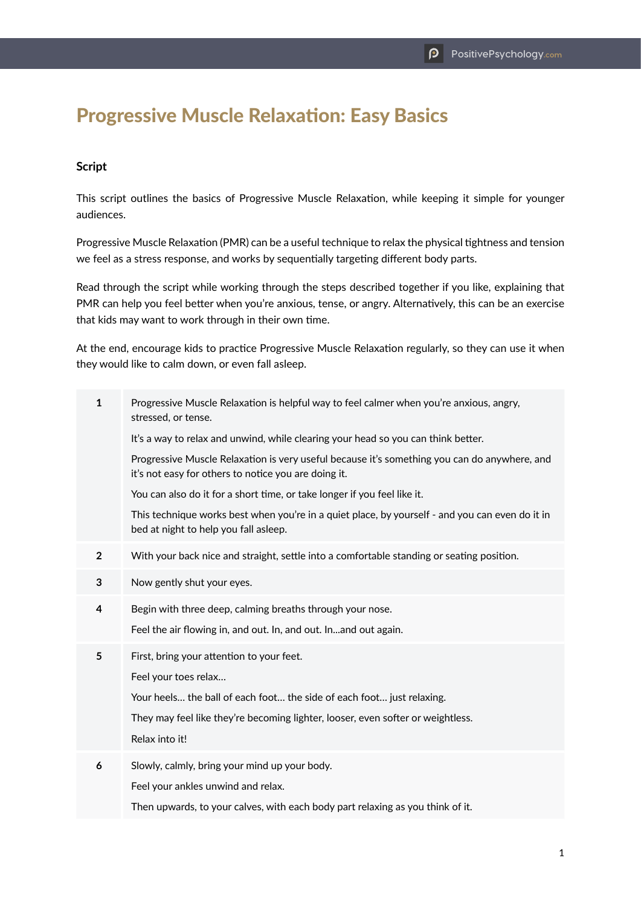# Progressive Muscle Relaxation: Easy Basics

## Script

This script outlines the basics of Progressive Muscle Relaxation, while keeping it simple for younger audiences.

Progressive Muscle Relaxation (PMR) can be a useful technique to relax the physical tightness and tension we feel as a stress response, and works by sequentially targeting different body parts.

Read through the script while working through the steps described together if you like, explaining that PMR can help you feel better when you're anxious, tense, or angry. Alternatively, this can be an exercise that kids may want to work through in their own time.

At the end, encourage kids to practice Progressive Muscle Relaxation regularly, so they can use it when they would like to calm down, or even fall asleep.

| | |
|---|---|
| **1** | Progressive Muscle Relaxation is helpful way to feel calmer when you're anxious, angry, stressed, or tense.<br><br>It's a way to relax and unwind, while clearing your head so you can think better.<br><br>Progressive Muscle Relaxation is very useful because it's something you can do anywhere, and it's not easy for others to notice you are doing it.<br><br>You can also do it for a short time, or take longer if you feel like it.<br><br>This technique works best when you're in a quiet place, by yourself - and you can even do it in bed at night to help you fall asleep. |
| **2** | With your back nice and straight, settle into a comfortable standing or seating position. |
| **3** | Now gently shut your eyes. |
| **4** | Begin with three deep, calming breaths through your nose.<br><br>Feel the air flowing in, and out. In, and out. In...and out again. |
| **5** | First, bring your attention to your feet.<br><br>Feel your toes relax...<br><br>Your heels... the ball of each foot... the side of each foot... just relaxing.<br><br>They may feel like they're becoming lighter, looser, even softer or weightless.<br><br>Relax into it! |
| **6** | Slowly, calmly, bring your mind up your body.<br><br>Feel your ankles unwind and relax.<br><br>Then upwards, to your calves, with each body part relaxing as you think of it. |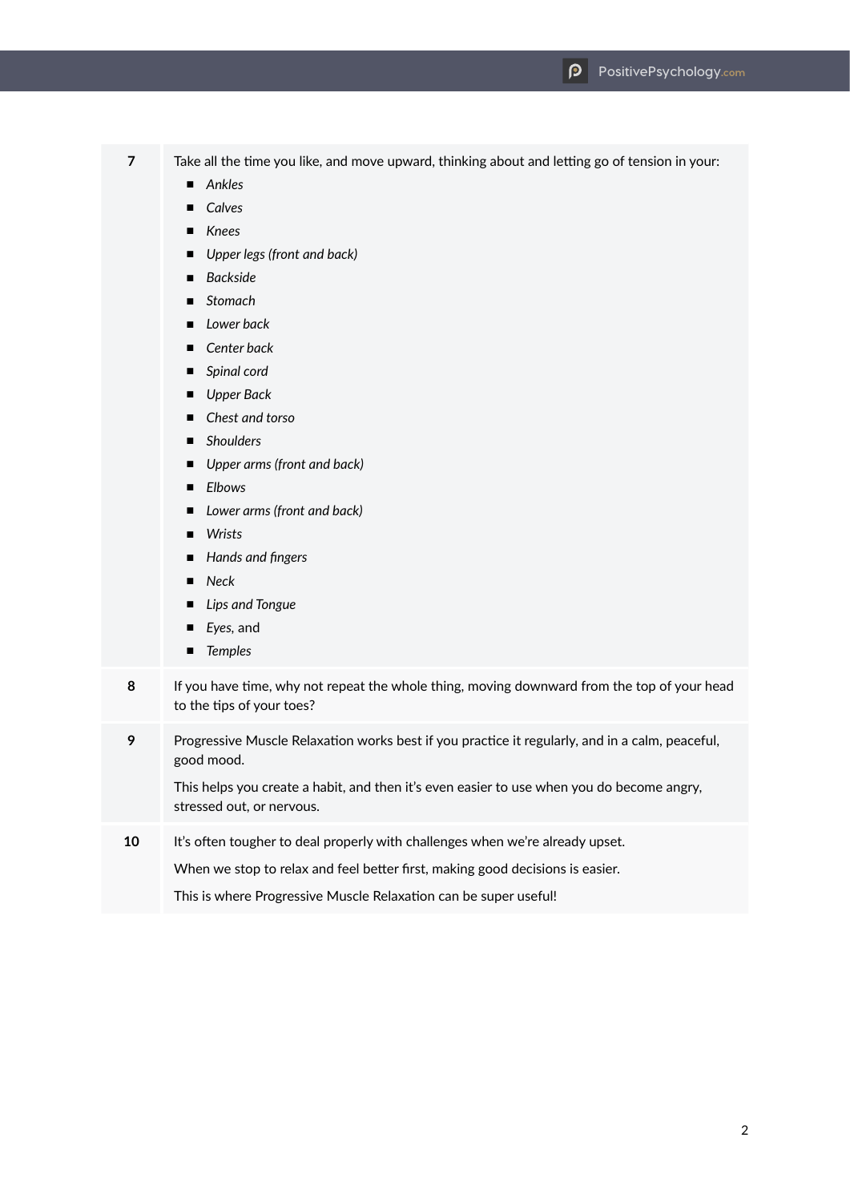| | |
|---|---|
| 7 | Take all the time you like, and move upward, thinking about and letting go of tension in your:<br>■ *Ankles*<br>■ *Calves*<br>■ *Knees*<br>■ *Upper legs (front and back)*<br>■ *Backside*<br>■ *Stomach*<br>■ *Lower back*<br>■ *Center back*<br>■ *Spinal cord*<br>■ *Upper Back*<br>■ *Chest and torso*<br>■ *Shoulders*<br>■ *Upper arms (front and back)*<br>■ *Elbows*<br>■ *Lower arms (front and back)*<br>■ *Wrists*<br>■ *Hands and fingers*<br>■ *Neck*<br>■ *Lips and Tongue*<br>■ *Eyes*, and<br>■ *Temples* |
| 8 | If you have time, why not repeat the whole thing, moving downward from the top of your head to the tips of your toes? |
| 9 | Progressive Muscle Relaxation works best if you practice it regularly, and in a calm, peaceful, good mood.<br><br>This helps you create a habit, and then it's even easier to use when you do become angry, stressed out, or nervous. |
| 10 | It's often tougher to deal properly with challenges when we're already upset.<br><br>When we stop to relax and feel better first, making good decisions is easier.<br><br>This is where Progressive Muscle Relaxation can be super useful! |